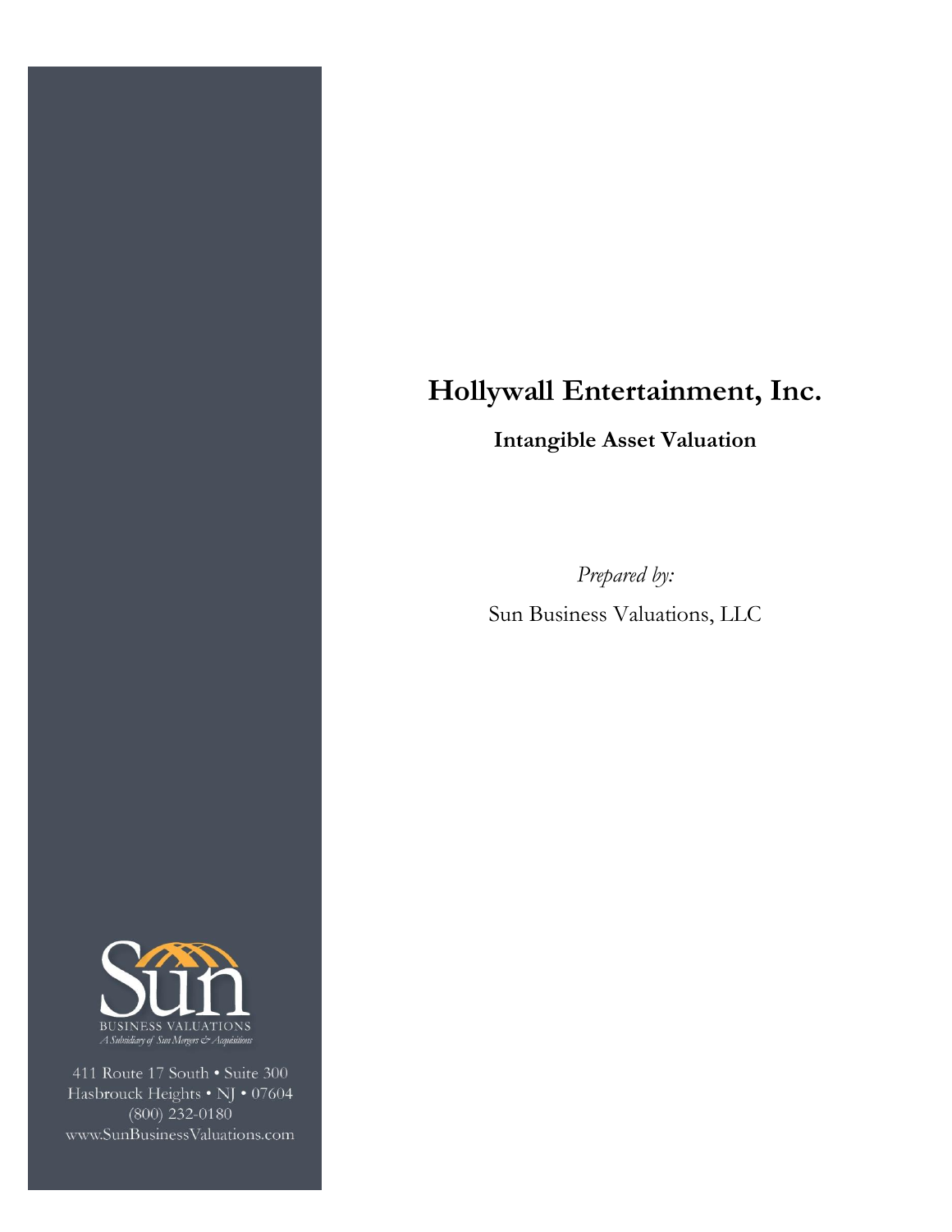# Hollywall Entertainment, Inc.

**Intangible Asset Valuation**

*Prepared by:*

Sun Business Valuations, LLC

Sun
BUSINESS VALUATIONS
*A Subsidiary of Sun Mergers & Acquisitions*

411 Route 17 South • Suite 300
Hasbrouck Heights • NJ • 07604
(800) 232-0180
www.SunBusinessValuations.com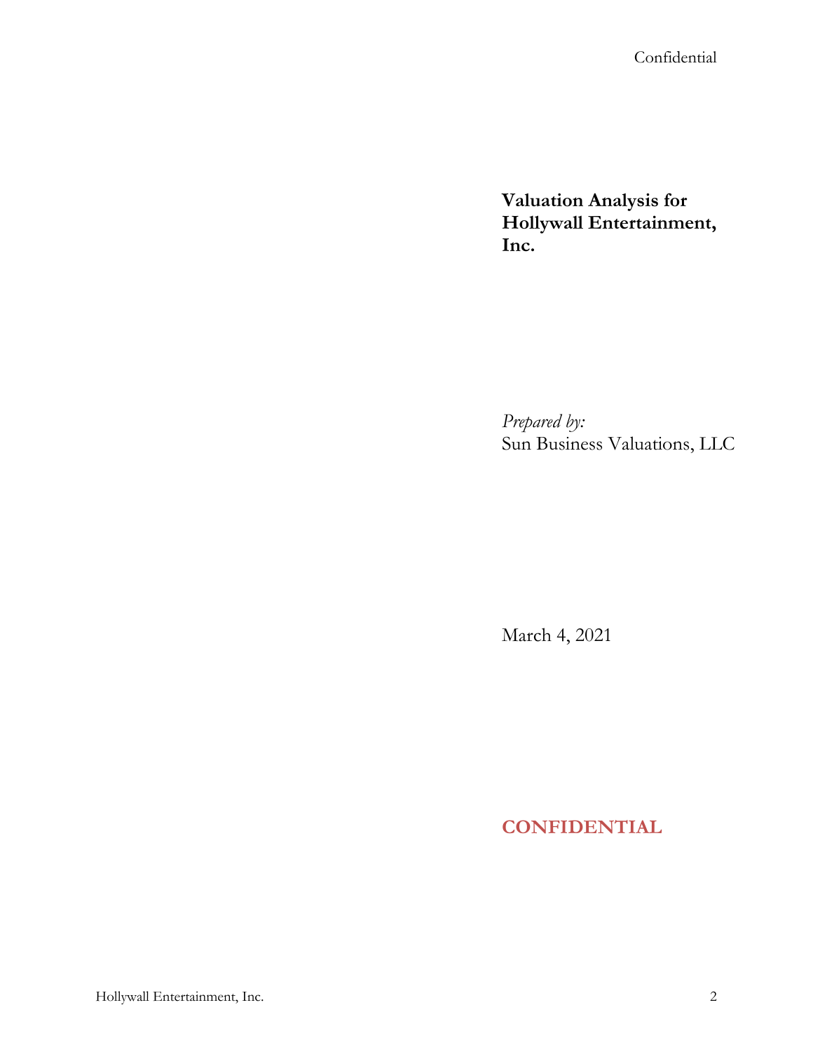**Valuation Analysis for Hollywall Entertainment, Inc.**

*Prepared by:*
Sun Business Valuations, LLC

March 4, 2021

**CONFIDENTIAL**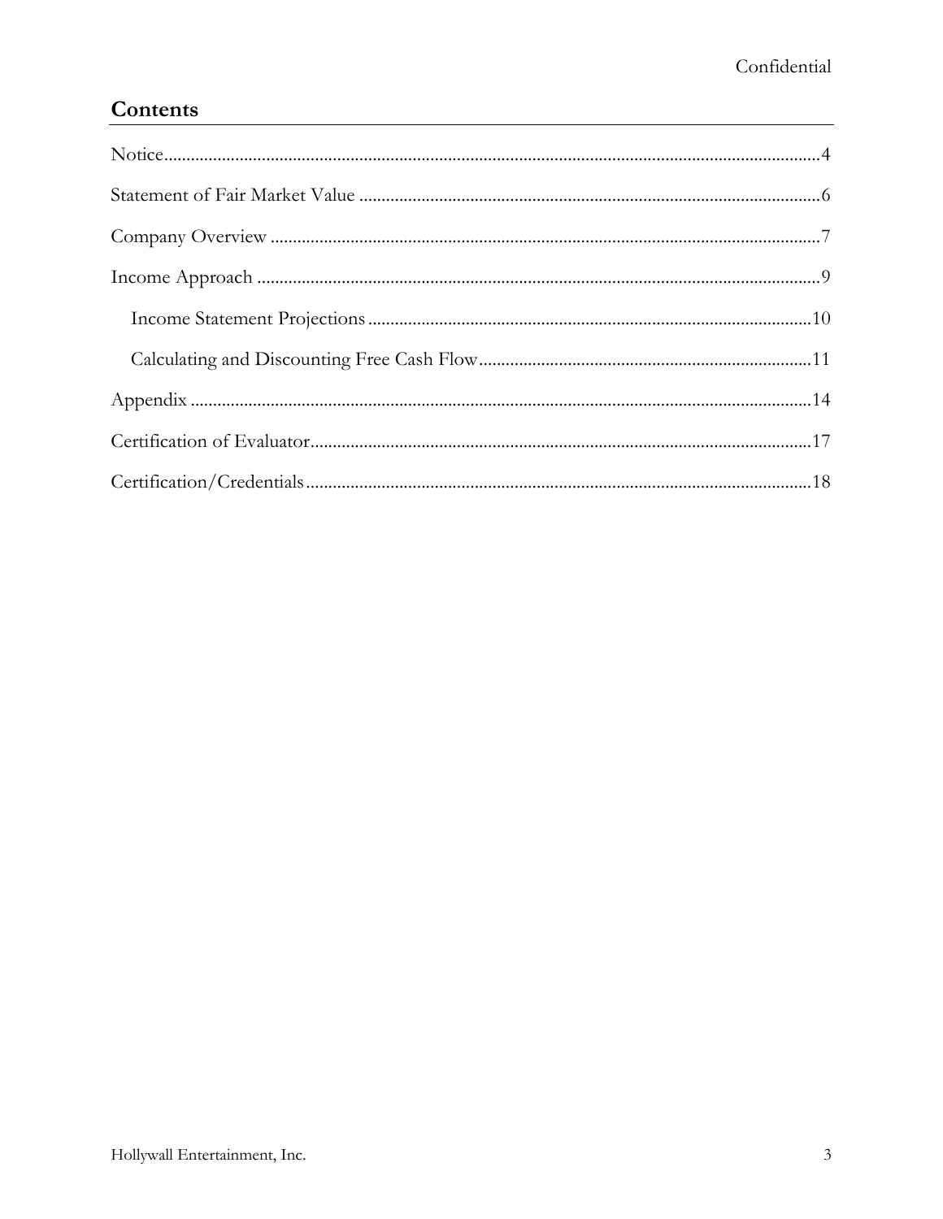## Contents

Notice....................................................................................................................................4

Statement of Fair Market Value .......................................................................................6

Company Overview ..........................................................................................................7

Income Approach .............................................................................................................9

- Income Statement Projections ...................................................................................10
- Calculating and Discounting Free Cash Flow...........................................................11

Appendix ..........................................................................................................................14

Certification of Evaluator................................................................................................17

Certification/Credentials.................................................................................................18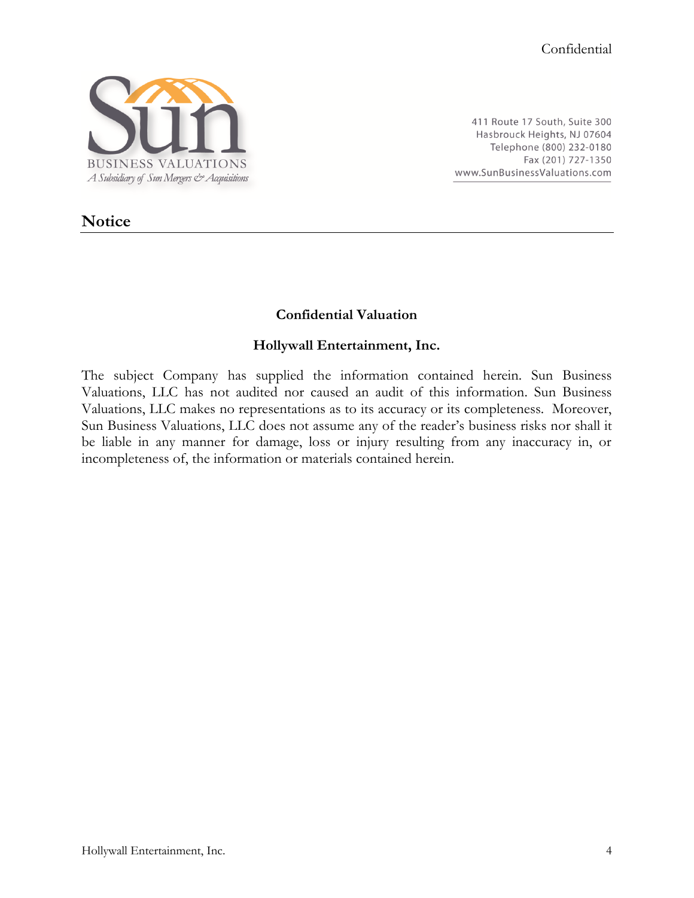Confidential

SUN BUSINESS VALUATIONS
*A Subsidiary of Sun Mergers & Acquisitions*

411 Route 17 South, Suite 300
Hasbrouck Heights, NJ 07604
Telephone (800) 232-0180
Fax (201) 727-1350
www.SunBusinessValuations.com

## Notice

**Confidential Valuation**

**Hollywall Entertainment, Inc.**

The subject Company has supplied the information contained herein. Sun Business Valuations, LLC has not audited nor caused an audit of this information. Sun Business Valuations, LLC makes no representations as to its accuracy or its completeness. Moreover, Sun Business Valuations, LLC does not assume any of the reader's business risks nor shall it be liable in any manner for damage, loss or injury resulting from any inaccuracy in, or incompleteness of, the information or materials contained herein.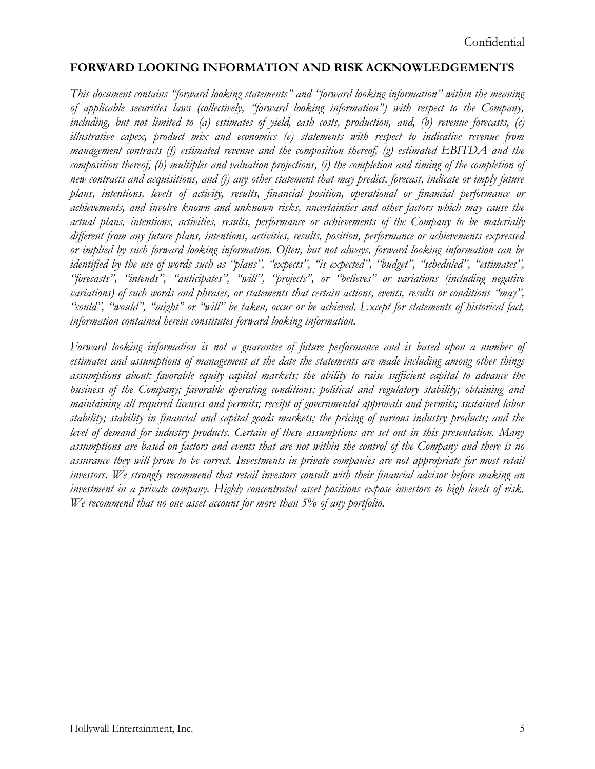## FORWARD LOOKING INFORMATION AND RISK ACKNOWLEDGEMENTS

*This document contains "forward looking statements" and "forward looking information" within the meaning of applicable securities laws (collectively, "forward looking information") with respect to the Company, including, but not limited to (a) estimates of yield, cash costs, production, and, (b) revenue forecasts, (c) illustrative capex, product mix and economics (e) statements with respect to indicative revenue from management contracts (f) estimated revenue and the composition thereof, (g) estimated EBITDA and the composition thereof, (h) multiples and valuation projections, (i) the completion and timing of the completion of new contracts and acquisitions, and (j) any other statement that may predict, forecast, indicate or imply future plans, intentions, levels of activity, results, financial position, operational or financial performance or achievements, and involve known and unknown risks, uncertainties and other factors which may cause the actual plans, intentions, activities, results, performance or achievements of the Company to be materially different from any future plans, intentions, activities, results, position, performance or achievements expressed or implied by such forward looking information. Often, but not always, forward looking information can be identified by the use of words such as "plans", "expects", "is expected", "budget", "scheduled", "estimates", "forecasts", "intends", "anticipates", "will", "projects", or "believes" or variations (including negative variations) of such words and phrases, or statements that certain actions, events, results or conditions "may", "could", "would", "might" or "will" be taken, occur or be achieved. Except for statements of historical fact, information contained herein constitutes forward looking information.*

*Forward looking information is not a guarantee of future performance and is based upon a number of estimates and assumptions of management at the date the statements are made including among other things assumptions about: favorable equity capital markets; the ability to raise sufficient capital to advance the business of the Company; favorable operating conditions; political and regulatory stability; obtaining and maintaining all required licenses and permits; receipt of governmental approvals and permits; sustained labor stability; stability in financial and capital goods markets; the pricing of various industry products; and the level of demand for industry products. Certain of these assumptions are set out in this presentation. Many assumptions are based on factors and events that are not within the control of the Company and there is no assurance they will prove to be correct. Investments in private companies are not appropriate for most retail investors. We strongly recommend that retail investors consult with their financial advisor before making an investment in a private company. Highly concentrated asset positions expose investors to high levels of risk. We recommend that no one asset account for more than 5% of any portfolio.*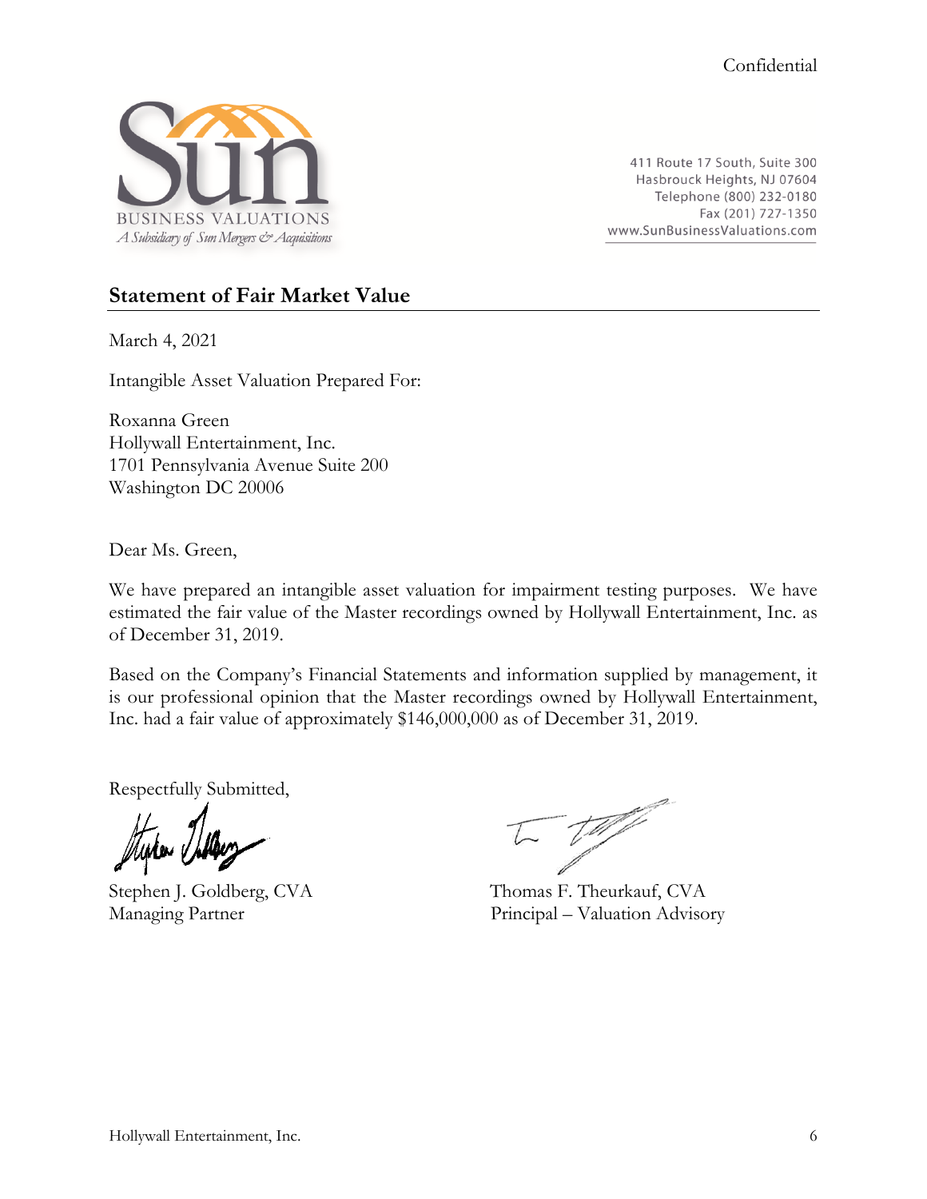Confidential

411 Route 17 South, Suite 300
Hasbrouck Heights, NJ 07604
Telephone (800) 232-0180
Fax (201) 727-1350
www.SunBusinessValuations.com

## Statement of Fair Market Value

March 4, 2021

Intangible Asset Valuation Prepared For:

Roxanna Green
Hollywall Entertainment, Inc.
1701 Pennsylvania Avenue Suite 200
Washington DC 20006

Dear Ms. Green,

We have prepared an intangible asset valuation for impairment testing purposes. We have estimated the fair value of the Master recordings owned by Hollywall Entertainment, Inc. as of December 31, 2019.

Based on the Company's Financial Statements and information supplied by management, it is our professional opinion that the Master recordings owned by Hollywall Entertainment, Inc. had a fair value of approximately $146,000,000 as of December 31, 2019.

Respectfully Submitted,

Stephen J. Goldberg, CVA
Managing Partner

Thomas F. Theurkauf, CVA
Principal – Valuation Advisory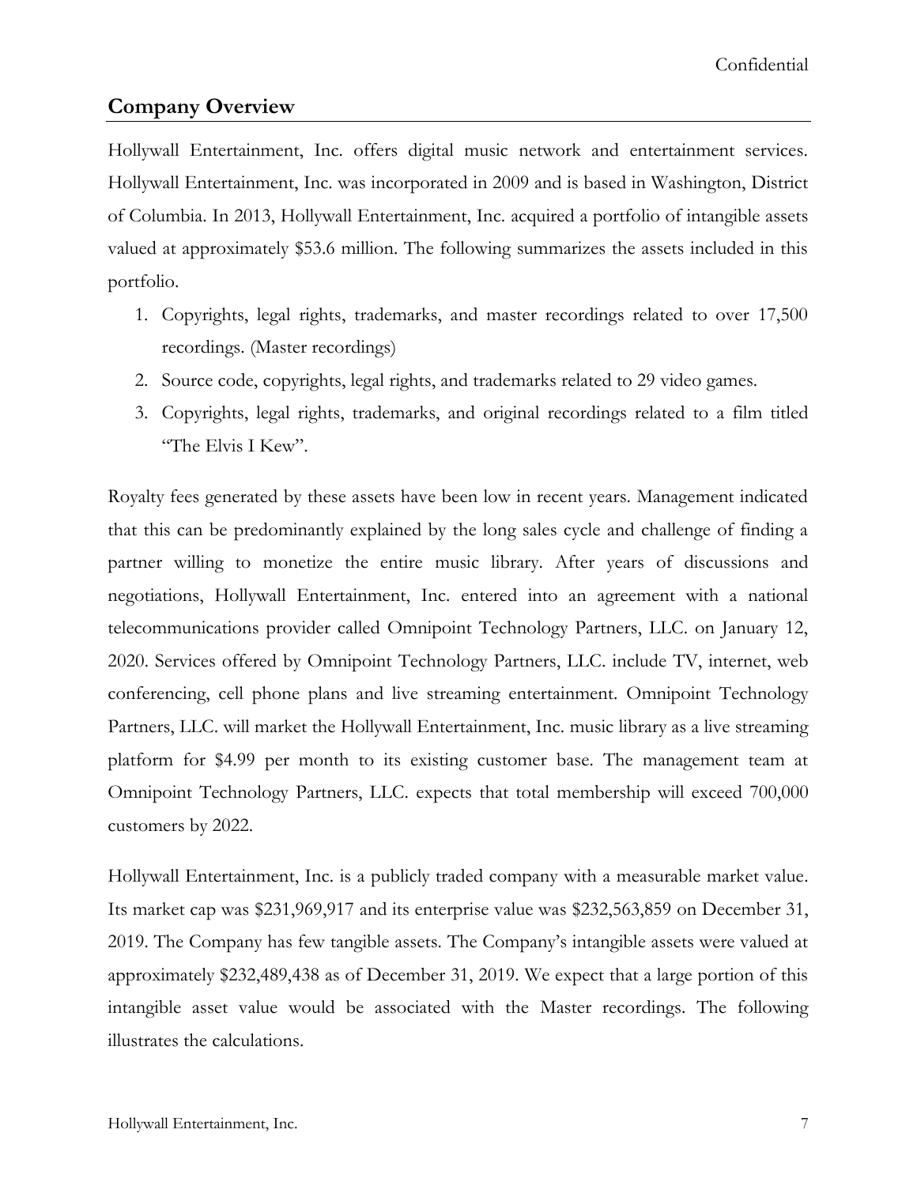## Company Overview

Hollywall Entertainment, Inc. offers digital music network and entertainment services. Hollywall Entertainment, Inc. was incorporated in 2009 and is based in Washington, District of Columbia. In 2013, Hollywall Entertainment, Inc. acquired a portfolio of intangible assets valued at approximately $53.6 million. The following summarizes the assets included in this portfolio.

1. Copyrights, legal rights, trademarks, and master recordings related to over 17,500 recordings. (Master recordings)
2. Source code, copyrights, legal rights, and trademarks related to 29 video games.
3. Copyrights, legal rights, trademarks, and original recordings related to a film titled "The Elvis I Kew".

Royalty fees generated by these assets have been low in recent years. Management indicated that this can be predominantly explained by the long sales cycle and challenge of finding a partner willing to monetize the entire music library. After years of discussions and negotiations, Hollywall Entertainment, Inc. entered into an agreement with a national telecommunications provider called Omnipoint Technology Partners, LLC. on January 12, 2020. Services offered by Omnipoint Technology Partners, LLC. include TV, internet, web conferencing, cell phone plans and live streaming entertainment. Omnipoint Technology Partners, LLC. will market the Hollywall Entertainment, Inc. music library as a live streaming platform for $4.99 per month to its existing customer base. The management team at Omnipoint Technology Partners, LLC. expects that total membership will exceed 700,000 customers by 2022.

Hollywall Entertainment, Inc. is a publicly traded company with a measurable market value. Its market cap was $231,969,917 and its enterprise value was $232,563,859 on December 31, 2019. The Company has few tangible assets. The Company's intangible assets were valued at approximately $232,489,438 as of December 31, 2019. We expect that a large portion of this intangible asset value would be associated with the Master recordings. The following illustrates the calculations.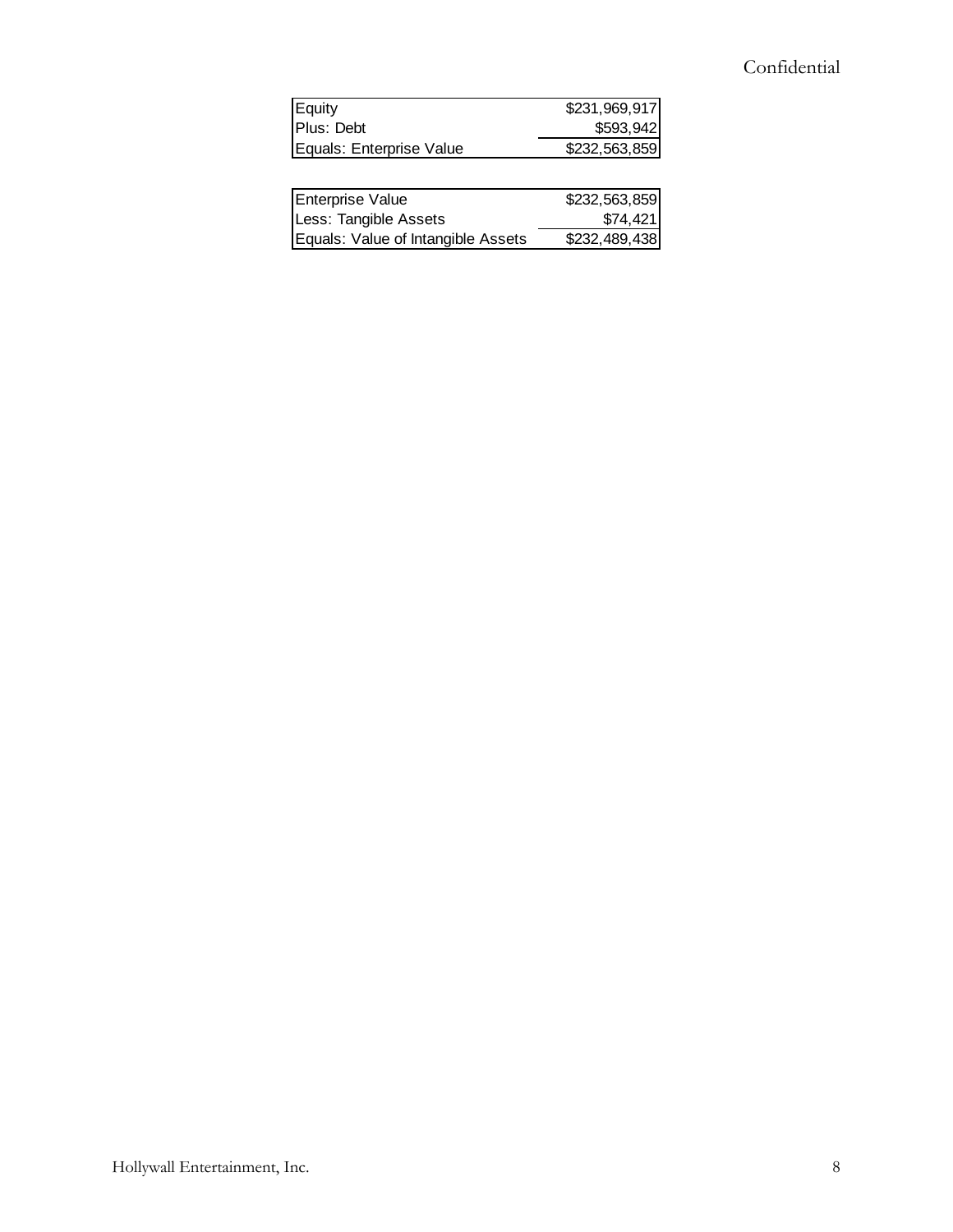| Equity | $231,969,917 |
| --- | --- |
| Plus: Debt | $593,942 |
| Equals: Enterprise Value | $232,563,859 |

| Enterprise Value | $232,563,859 |
| --- | --- |
| Less: Tangible Assets | $74,421 |
| Equals: Value of Intangible Assets | $232,489,438 |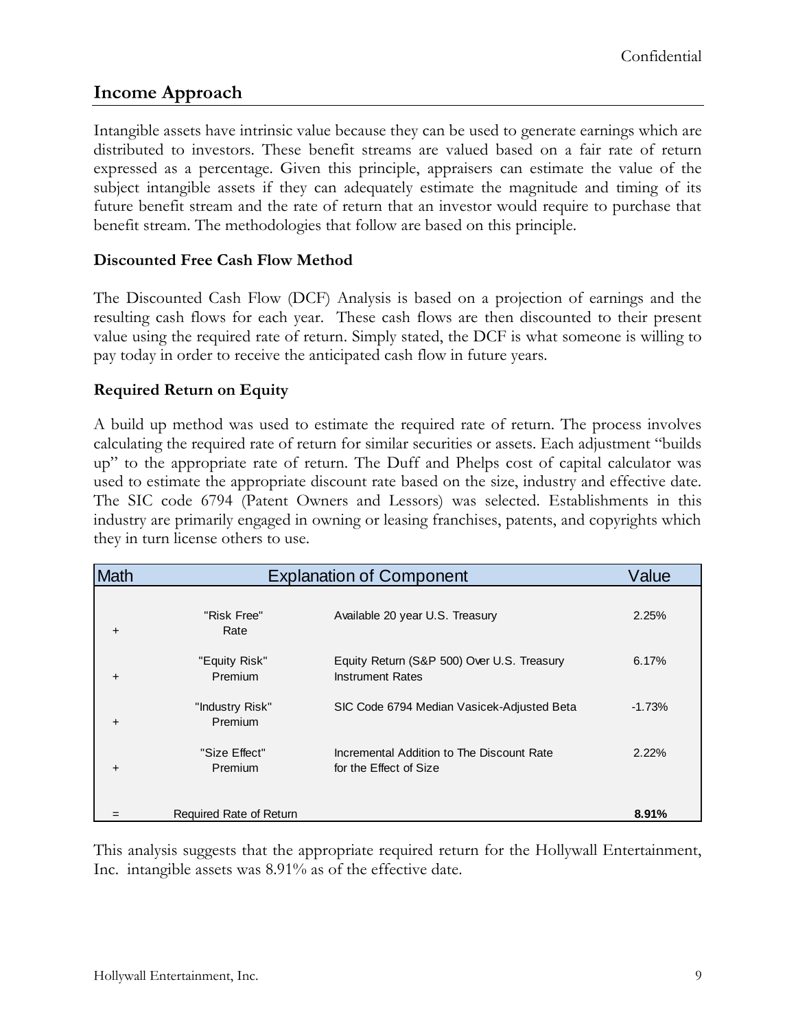## Income Approach

Intangible assets have intrinsic value because they can be used to generate earnings which are distributed to investors. These benefit streams are valued based on a fair rate of return expressed as a percentage. Given this principle, appraisers can estimate the value of the subject intangible assets if they can adequately estimate the magnitude and timing of its future benefit stream and the rate of return that an investor would require to purchase that benefit stream. The methodologies that follow are based on this principle.

### Discounted Free Cash Flow Method

The Discounted Cash Flow (DCF) Analysis is based on a projection of earnings and the resulting cash flows for each year. These cash flows are then discounted to their present value using the required rate of return. Simply stated, the DCF is what someone is willing to pay today in order to receive the anticipated cash flow in future years.

### Required Return on Equity

A build up method was used to estimate the required rate of return. The process involves calculating the required rate of return for similar securities or assets. Each adjustment "builds up" to the appropriate rate of return. The Duff and Phelps cost of capital calculator was used to estimate the appropriate discount rate based on the size, industry and effective date. The SIC code 6794 (Patent Owners and Lessors) was selected. Establishments in this industry are primarily engaged in owning or leasing franchises, patents, and copyrights which they in turn license others to use.

| Math | Explanation of Component | | Value |
|---|---|---|---|
| + | "Risk Free" Rate | Available 20 year U.S. Treasury | 2.25% |
| + | "Equity Risk" Premium | Equity Return (S&P 500) Over U.S. Treasury Instrument Rates | 6.17% |
| + | "Industry Risk" Premium | SIC Code 6794 Median Vasicek-Adjusted Beta | -1.73% |
| + | "Size Effect" Premium | Incremental Addition to The Discount Rate for the Effect of Size | 2.22% |
| = | Required Rate of Return | | **8.91%** |

This analysis suggests that the appropriate required return for the Hollywall Entertainment, Inc. intangible assets was 8.91% as of the effective date.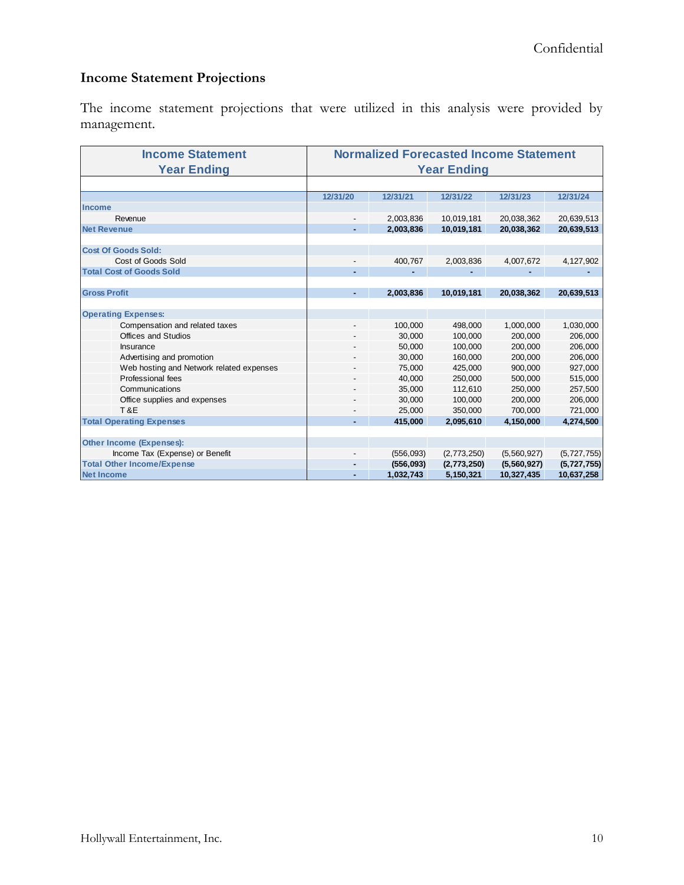## Income Statement Projections

The income statement projections that were utilized in this analysis were provided by management.

| Income Statement Year Ending | Normalized Forecasted Income Statement Year Ending | | | | |
|---|---|---|---|---|---|
| | 12/31/20 | 12/31/21 | 12/31/22 | 12/31/23 | 12/31/24 |
| **Income** | | | | | |
| Revenue | - | 2,003,836 | 10,019,181 | 20,038,362 | 20,639,513 |
| **Net Revenue** | **-** | **2,003,836** | **10,019,181** | **20,038,362** | **20,639,513** |
| | | | | | |
| **Cost Of Goods Sold:** | | | | | |
| Cost of Goods Sold | - | 400,767 | 2,003,836 | 4,007,672 | 4,127,902 |
| **Total Cost of Goods Sold** | **-** | **-** | **-** | **-** | **-** |
| | | | | | |
| **Gross Profit** | **-** | **2,003,836** | **10,019,181** | **20,038,362** | **20,639,513** |
| | | | | | |
| **Operating Expenses:** | | | | | |
| Compensation and related taxes | - | 100,000 | 498,000 | 1,000,000 | 1,030,000 |
| Offices and Studios | - | 30,000 | 100,000 | 200,000 | 206,000 |
| Insurance | - | 50,000 | 100,000 | 200,000 | 206,000 |
| Advertising and promotion | - | 30,000 | 160,000 | 200,000 | 206,000 |
| Web hosting and Network related expenses | - | 75,000 | 425,000 | 900,000 | 927,000 |
| Professional fees | - | 40,000 | 250,000 | 500,000 | 515,000 |
| Communications | - | 35,000 | 112,610 | 250,000 | 257,500 |
| Office supplies and expenses | - | 30,000 | 100,000 | 200,000 | 206,000 |
| T&E | - | 25,000 | 350,000 | 700,000 | 721,000 |
| **Total Operating Expenses** | **-** | **415,000** | **2,095,610** | **4,150,000** | **4,274,500** |
| | | | | | |
| **Other Income (Expenses):** | | | | | |
| Income Tax (Expense) or Benefit | - | (556,093) | (2,773,250) | (5,560,927) | (5,727,755) |
| **Total Other Income/Expense** | **-** | **(556,093)** | **(2,773,250)** | **(5,560,927)** | **(5,727,755)** |
| **Net Income** | **-** | **1,032,743** | **5,150,321** | **10,327,435** | **10,637,258** |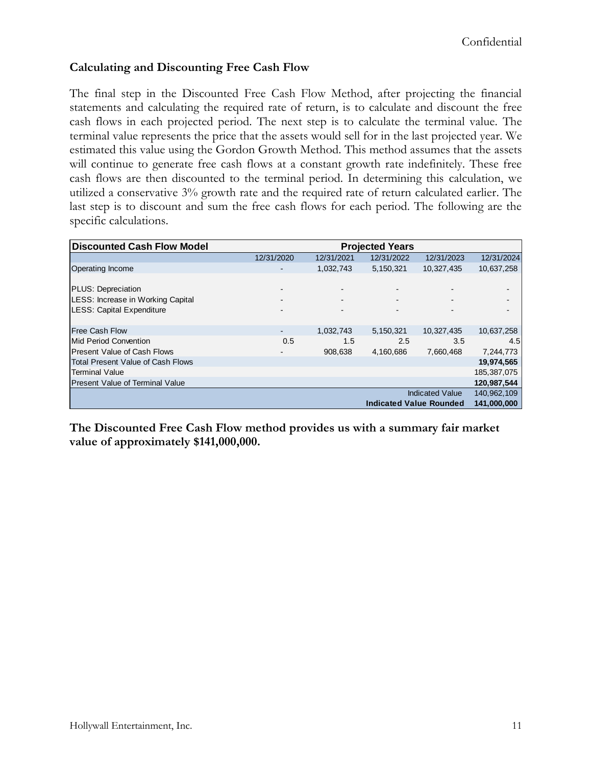### Calculating and Discounting Free Cash Flow

The final step in the Discounted Free Cash Flow Method, after projecting the financial statements and calculating the required rate of return, is to calculate and discount the free cash flows in each projected period. The next step is to calculate the terminal value. The terminal value represents the price that the assets would sell for in the last projected year. We estimated this value using the Gordon Growth Method. This method assumes that the assets will continue to generate free cash flows at a constant growth rate indefinitely. These free cash flows are then discounted to the terminal period. In determining this calculation, we utilized a conservative 3% growth rate and the required rate of return calculated earlier. The last step is to discount and sum the free cash flows for each period. The following are the specific calculations.

| **Discounted Cash Flow Model** | **Projected Years** | | | | |
|---|---|---|---|---|---|
| | 12/31/2020 | 12/31/2021 | 12/31/2022 | 12/31/2023 | 12/31/2024 |
| Operating Income | - | 1,032,743 | 5,150,321 | 10,327,435 | 10,637,258 |
| PLUS: Depreciation | - | - | - | - | - |
| LESS: Increase in Working Capital | - | - | - | - | - |
| LESS: Capital Expenditure | - | - | - | - | - |
| Free Cash Flow | - | 1,032,743 | 5,150,321 | 10,327,435 | 10,637,258 |
| Mid Period Convention | 0.5 | 1.5 | 2.5 | 3.5 | 4.5 |
| Present Value of Cash Flows | - | 908,638 | 4,160,686 | 7,660,468 | 7,244,773 |
| Total Present Value of Cash Flows | | | | | **19,974,565** |
| Terminal Value | | | | | 185,387,075 |
| Present Value of Terminal Value | | | | | **120,987,544** |
| | | | | Indicated Value | 140,962,109 |
| | | | | **Indicated Value Rounded** | **141,000,000** |

**The Discounted Free Cash Flow method provides us with a summary fair market value of approximately $141,000,000.**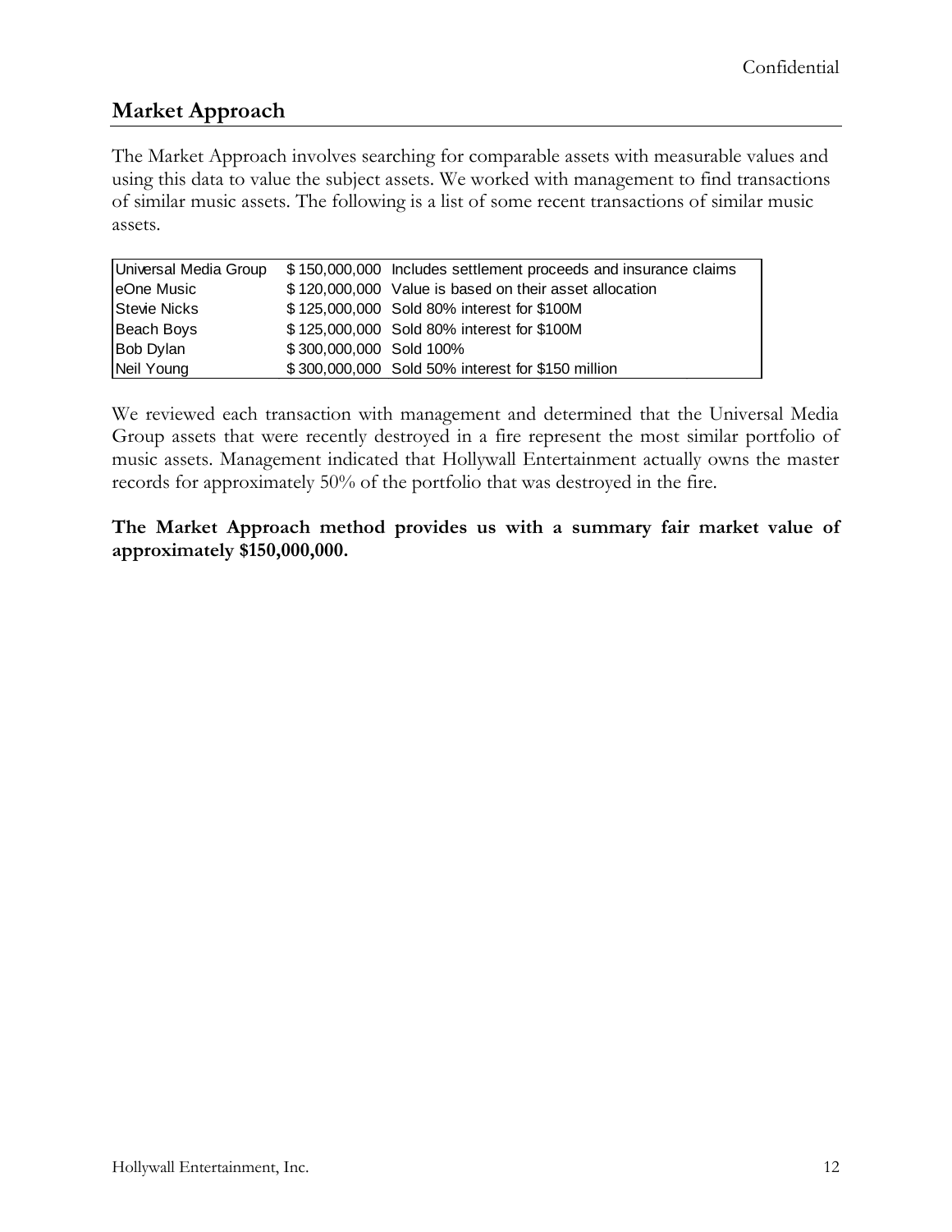## Market Approach

The Market Approach involves searching for comparable assets with measurable values and using this data to value the subject assets. We worked with management to find transactions of similar music assets. The following is a list of some recent transactions of similar music assets.

| | | |
|---|---|---|
| Universal Media Group | $ 150,000,000 | Includes settlement proceeds and insurance claims |
| eOne Music | $ 120,000,000 | Value is based on their asset allocation |
| Stevie Nicks | $ 125,000,000 | Sold 80% interest for $100M |
| Beach Boys | $ 125,000,000 | Sold 80% interest for $100M |
| Bob Dylan | $ 300,000,000 | Sold 100% |
| Neil Young | $ 300,000,000 | Sold 50% interest for $150 million |

We reviewed each transaction with management and determined that the Universal Media Group assets that were recently destroyed in a fire represent the most similar portfolio of music assets. Management indicated that Hollywall Entertainment actually owns the master records for approximately 50% of the portfolio that was destroyed in the fire.

**The Market Approach method provides us with a summary fair market value of approximately $150,000,000.**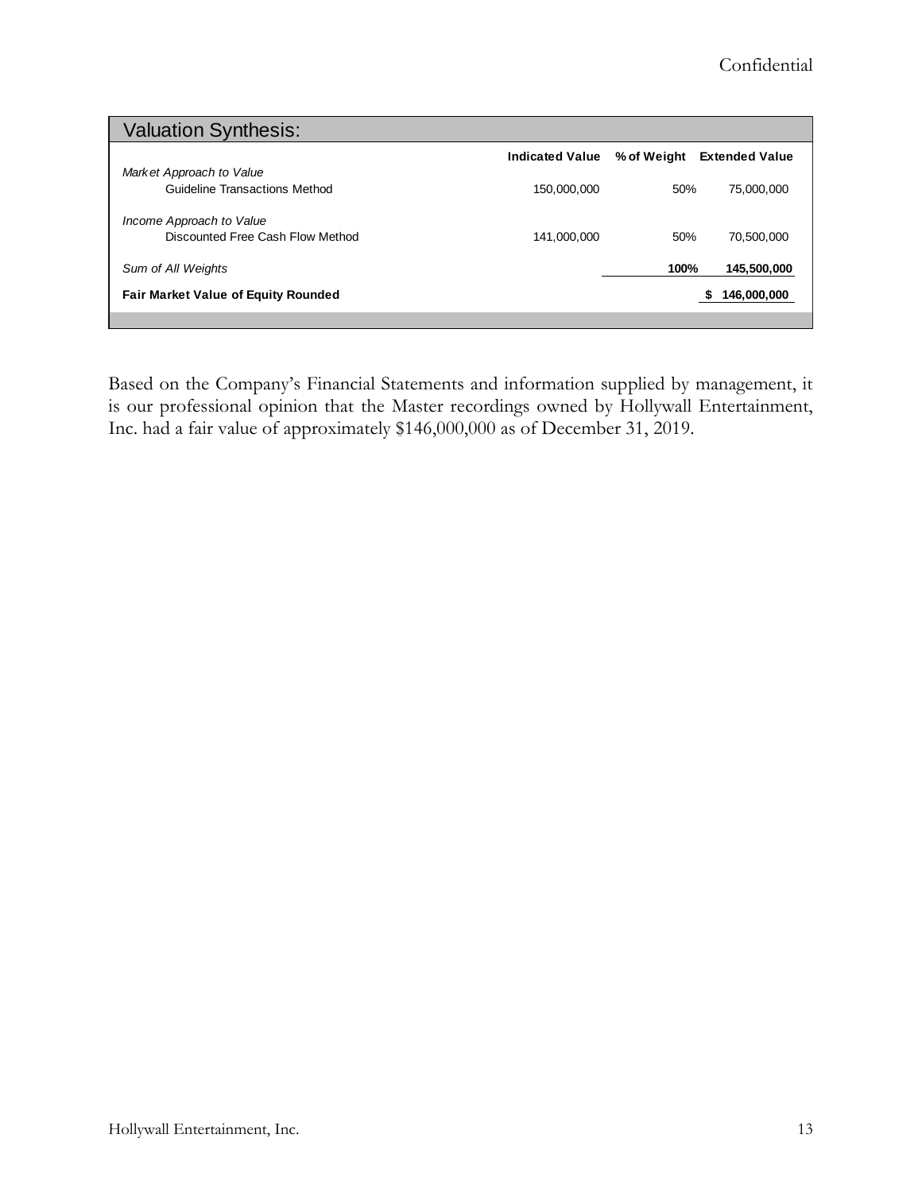## Valuation Synthesis:

| | Indicated Value | % of Weight | Extended Value |
|---|---|---|---|
| *Market Approach to Value* | | | |
| Guideline Transactions Method | 150,000,000 | 50% | 75,000,000 |
| *Income Approach to Value* | | | |
| Discounted Free Cash Flow Method | 141,000,000 | 50% | 70,500,000 |
| *Sum of All Weights* | | **100%** | **145,500,000** |
| **Fair Market Value of Equity Rounded** | | | **$ 146,000,000** |

Based on the Company's Financial Statements and information supplied by management, it is our professional opinion that the Master recordings owned by Hollywall Entertainment, Inc. had a fair value of approximately $146,000,000 as of December 31, 2019.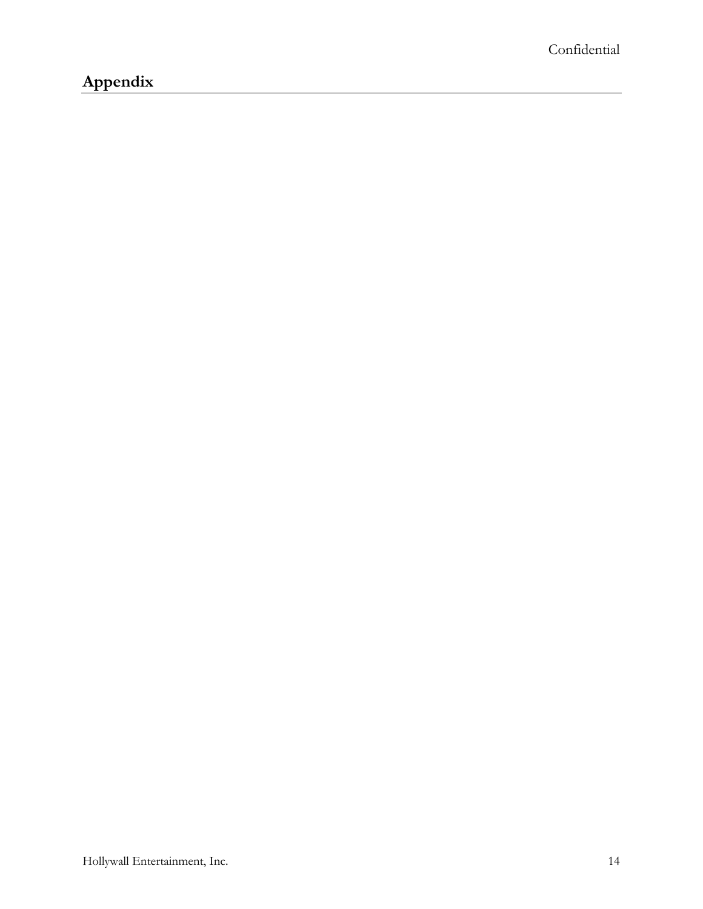## Appendix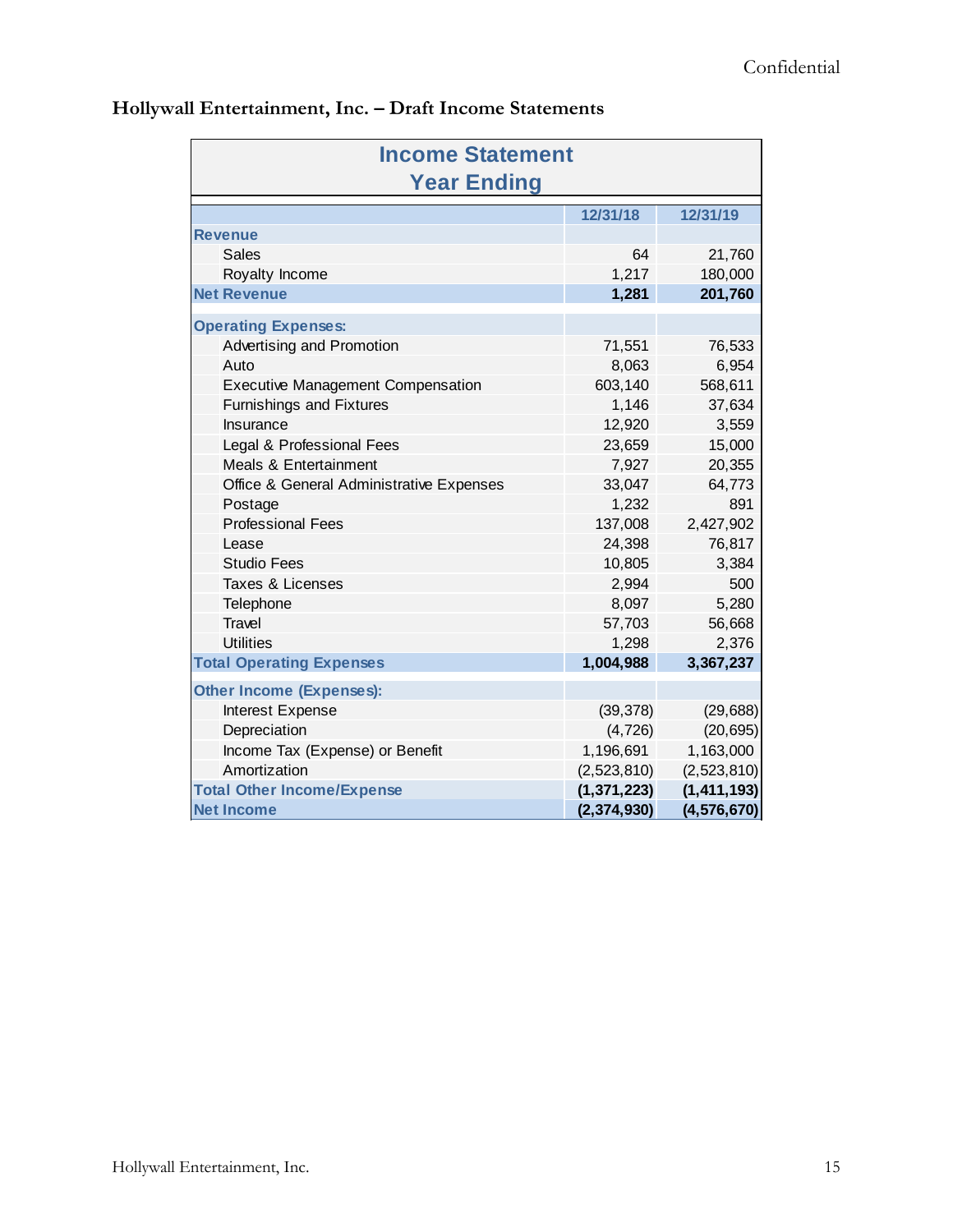## Hollywall Entertainment, Inc. – Draft Income Statements

| Income Statement Year Ending | 12/31/18 | 12/31/19 |
|---|---|---|
| **Revenue** | | |
| Sales | 64 | 21,760 |
| Royalty Income | 1,217 | 180,000 |
| **Net Revenue** | **1,281** | **201,760** |
| **Operating Expenses:** | | |
| Advertising and Promotion | 71,551 | 76,533 |
| Auto | 8,063 | 6,954 |
| Executive Management Compensation | 603,140 | 568,611 |
| Furnishings and Fixtures | 1,146 | 37,634 |
| Insurance | 12,920 | 3,559 |
| Legal & Professional Fees | 23,659 | 15,000 |
| Meals & Entertainment | 7,927 | 20,355 |
| Office & General Administrative Expenses | 33,047 | 64,773 |
| Postage | 1,232 | 891 |
| Professional Fees | 137,008 | 2,427,902 |
| Lease | 24,398 | 76,817 |
| Studio Fees | 10,805 | 3,384 |
| Taxes & Licenses | 2,994 | 500 |
| Telephone | 8,097 | 5,280 |
| Travel | 57,703 | 56,668 |
| Utilities | 1,298 | 2,376 |
| **Total Operating Expenses** | **1,004,988** | **3,367,237** |
| **Other Income (Expenses):** | | |
| Interest Expense | (39,378) | (29,688) |
| Depreciation | (4,726) | (20,695) |
| Income Tax (Expense) or Benefit | 1,196,691 | 1,163,000 |
| Amortization | (2,523,810) | (2,523,810) |
| **Total Other Income/Expense** | **(1,371,223)** | **(1,411,193)** |
| **Net Income** | **(2,374,930)** | **(4,576,670)** |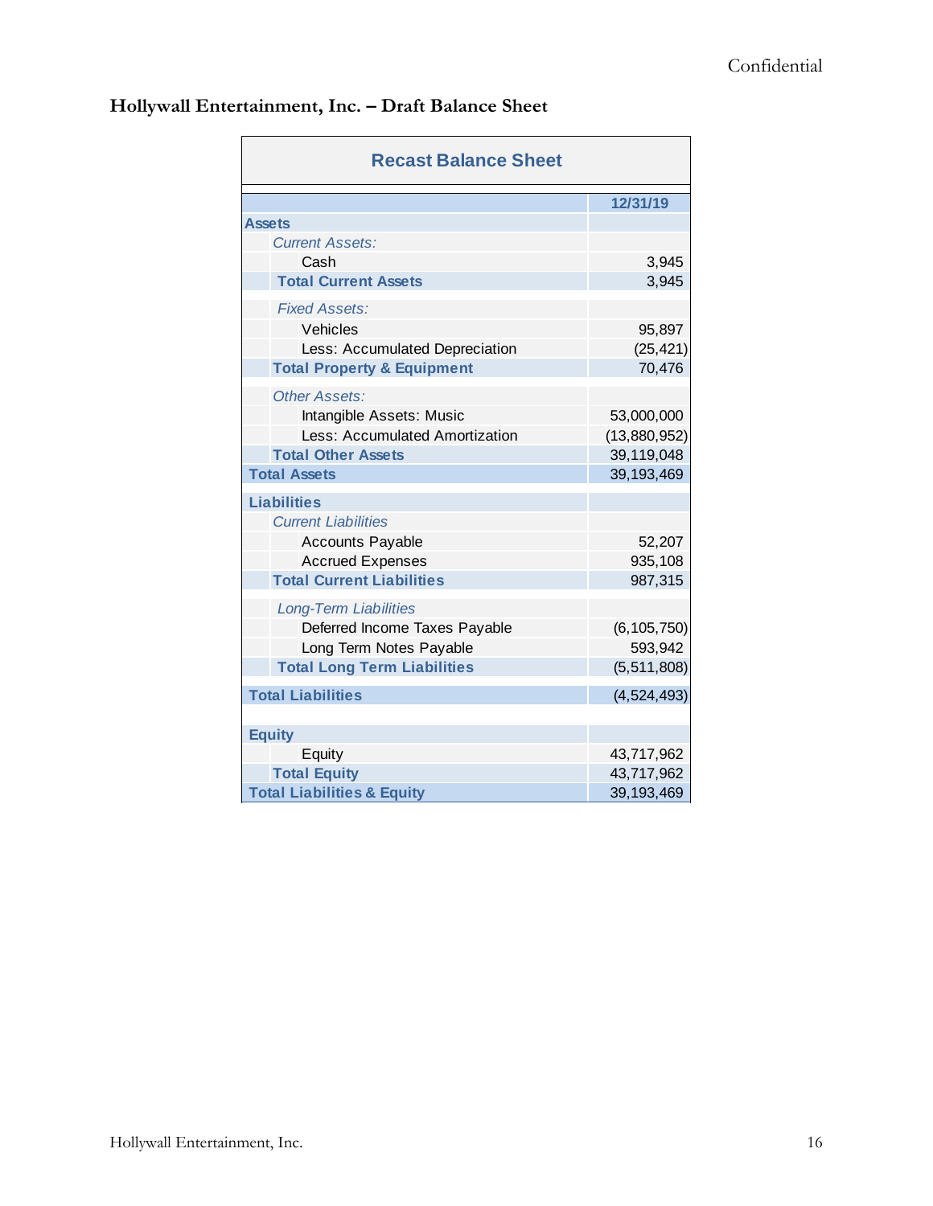## Hollywall Entertainment, Inc. – Draft Balance Sheet

| Recast Balance Sheet | 12/31/19 |
|---|---|
| **Assets** | |
| *Current Assets:* | |
| Cash | 3,945 |
| **Total Current Assets** | 3,945 |
| *Fixed Assets:* | |
| Vehicles | 95,897 |
| Less: Accumulated Depreciation | (25,421) |
| **Total Property & Equipment** | 70,476 |
| *Other Assets:* | |
| Intangible Assets: Music | 53,000,000 |
| Less: Accumulated Amortization | (13,880,952) |
| **Total Other Assets** | 39,119,048 |
| **Total Assets** | 39,193,469 |
| **Liabilities** | |
| *Current Liabilities* | |
| Accounts Payable | 52,207 |
| Accrued Expenses | 935,108 |
| **Total Current Liabilities** | 987,315 |
| *Long-Term Liabilities* | |
| Deferred Income Taxes Payable | (6,105,750) |
| Long Term Notes Payable | 593,942 |
| **Total Long Term Liabilities** | (5,511,808) |
| **Total Liabilities** | (4,524,493) |
| **Equity** | |
| Equity | 43,717,962 |
| **Total Equity** | 43,717,962 |
| **Total Liabilities & Equity** | 39,193,469 |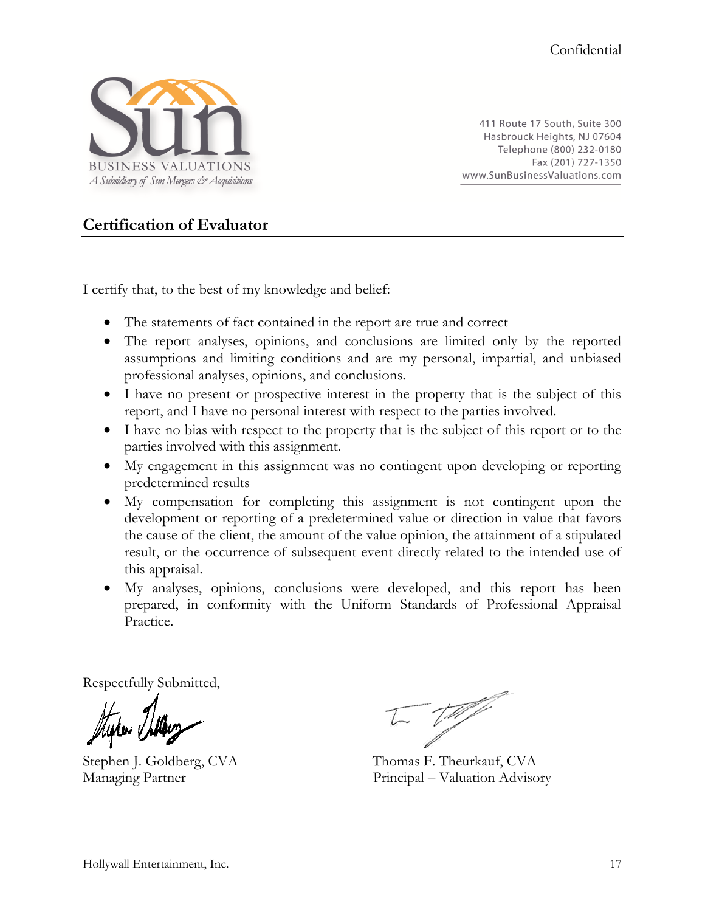Confidential

Sun
BUSINESS VALUATIONS
*A Subsidiary of Sun Mergers & Acquisitions*

411 Route 17 South, Suite 300
Hasbrouck Heights, NJ 07604
Telephone (800) 232-0180
Fax (201) 727-1350
www.SunBusinessValuations.com

## Certification of Evaluator

I certify that, to the best of my knowledge and belief:

- The statements of fact contained in the report are true and correct
- The report analyses, opinions, and conclusions are limited only by the reported assumptions and limiting conditions and are my personal, impartial, and unbiased professional analyses, opinions, and conclusions.
- I have no present or prospective interest in the property that is the subject of this report, and I have no personal interest with respect to the parties involved.
- I have no bias with respect to the property that is the subject of this report or to the parties involved with this assignment.
- My engagement in this assignment was no contingent upon developing or reporting predetermined results
- My compensation for completing this assignment is not contingent upon the development or reporting of a predetermined value or direction in value that favors the cause of the client, the amount of the value opinion, the attainment of a stipulated result, or the occurrence of subsequent event directly related to the intended use of this appraisal.
- My analyses, opinions, conclusions were developed, and this report has been prepared, in conformity with the Uniform Standards of Professional Appraisal Practice.

Respectfully Submitted,

Stephen J. Goldberg, CVA
Managing Partner

Thomas F. Theurkauf, CVA
Principal – Valuation Advisory

Hollywall Entertainment, Inc.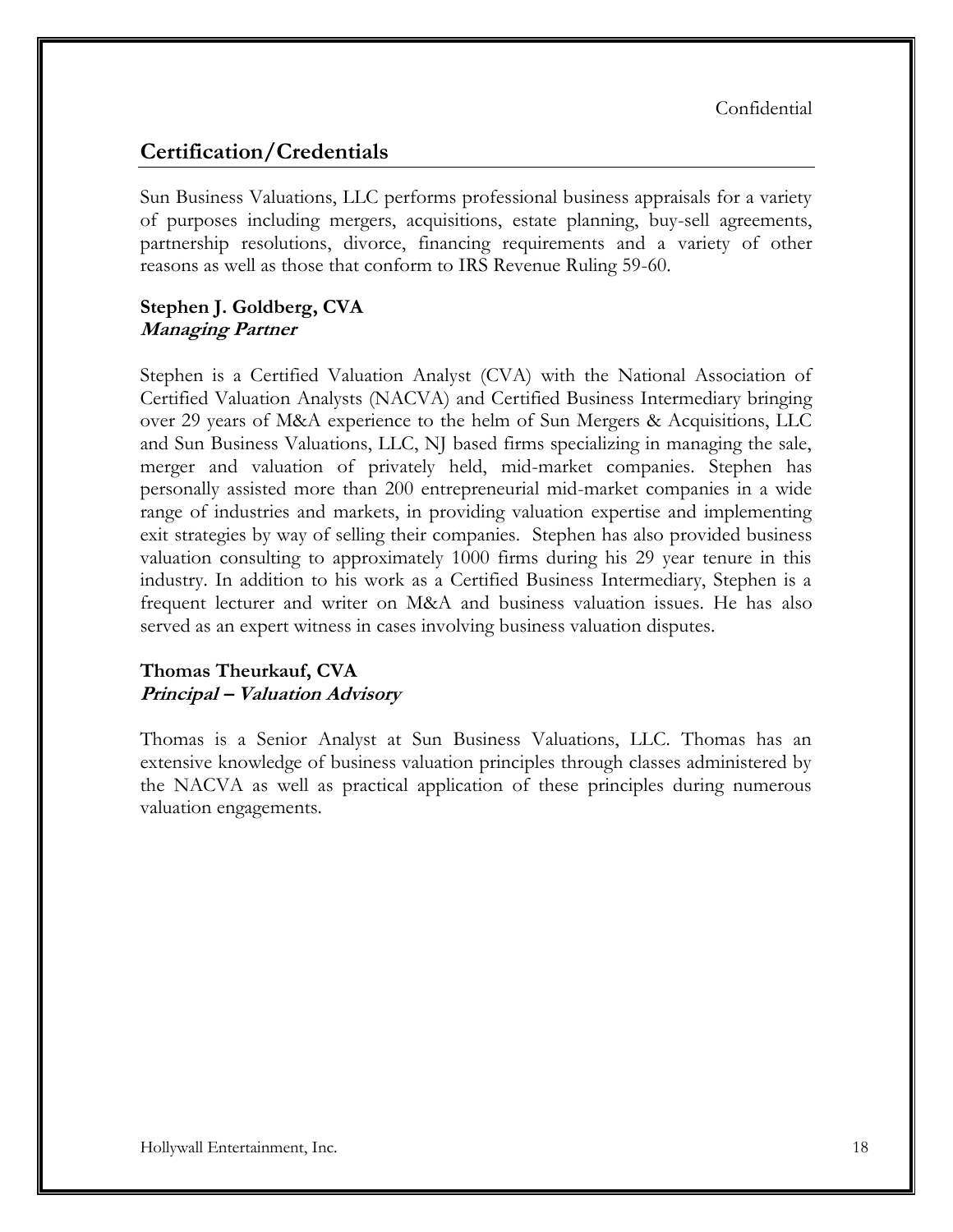## Certification/Credentials

Sun Business Valuations, LLC performs professional business appraisals for a variety of purposes including mergers, acquisitions, estate planning, buy-sell agreements, partnership resolutions, divorce, financing requirements and a variety of other reasons as well as those that conform to IRS Revenue Ruling 59-60.

**Stephen J. Goldberg, CVA**
***Managing Partner***

Stephen is a Certified Valuation Analyst (CVA) with the National Association of Certified Valuation Analysts (NACVA) and Certified Business Intermediary bringing over 29 years of M&A experience to the helm of Sun Mergers & Acquisitions, LLC and Sun Business Valuations, LLC, NJ based firms specializing in managing the sale, merger and valuation of privately held, mid-market companies. Stephen has personally assisted more than 200 entrepreneurial mid-market companies in a wide range of industries and markets, in providing valuation expertise and implementing exit strategies by way of selling their companies. Stephen has also provided business valuation consulting to approximately 1000 firms during his 29 year tenure in this industry. In addition to his work as a Certified Business Intermediary, Stephen is a frequent lecturer and writer on M&A and business valuation issues. He has also served as an expert witness in cases involving business valuation disputes.

**Thomas Theurkauf, CVA**
***Principal – Valuation Advisory***

Thomas is a Senior Analyst at Sun Business Valuations, LLC. Thomas has an extensive knowledge of business valuation principles through classes administered by the NACVA as well as practical application of these principles during numerous valuation engagements.